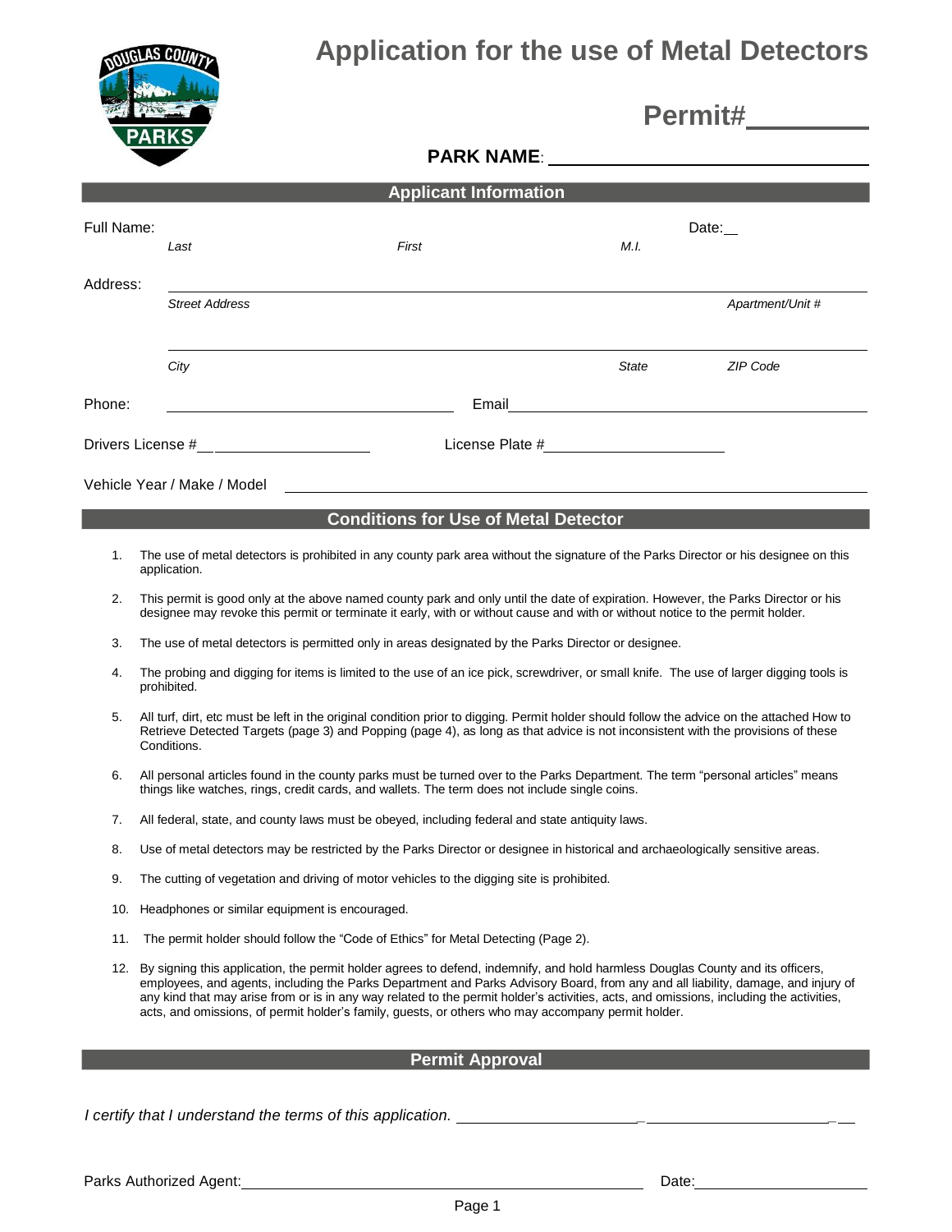# Application for the use of Metal Detectors

**Permit#**\_\_\_\_\_\_\_\_\_\_

**PARK NAME**: \_\_\_\_\_\_\_\_\_\_\_\_\_\_\_\_\_\_\_\_\_\_\_\_\_\_\_\_\_\_

## Applicant Information

Full Name: *Last* *First* *M.I.* Date:\_\_

Address: \_\_\_\_\_\_\_\_\_\_\_\_\_\_\_\_\_\_\_\_\_\_\_\_\_\_\_\_\_\_\_\_\_\_\_\_\_\_\_\_\_\_
*Street Address* *Apartment/Unit #*

\_\_\_\_\_\_\_\_\_\_\_\_\_\_\_\_\_\_\_\_\_\_\_\_\_\_\_\_\_\_\_\_\_\_\_\_\_\_\_\_\_\_
*City* *State* *ZIP Code*

Phone: \_\_\_\_\_\_\_\_\_\_\_\_\_\_\_\_\_\_\_\_ Email\_\_\_\_\_\_\_\_\_\_\_\_\_\_\_\_\_\_\_\_\_\_\_\_\_\_\_\_

Drivers License #\_\_\_\_\_\_\_\_\_\_\_\_\_\_\_\_\_\_\_\_ License Plate #\_\_\_\_\_\_\_\_\_\_\_\_\_\_\_\_\_\_\_\_

Vehicle Year / Make / Model \_\_\_\_\_\_\_\_\_\_\_\_\_\_\_\_\_\_\_\_\_\_\_\_\_\_\_\_\_\_\_\_\_\_\_\_\_\_\_\_

## Conditions for Use of Metal Detector

1. The use of metal detectors is prohibited in any county park area without the signature of the Parks Director or his designee on this application.
2. This permit is good only at the above named county park and only until the date of expiration. However, the Parks Director or his designee may revoke this permit or terminate it early, with or without cause and with or without notice to the permit holder.
3. The use of metal detectors is permitted only in areas designated by the Parks Director or designee.
4. The probing and digging for items is limited to the use of an ice pick, screwdriver, or small knife. The use of larger digging tools is prohibited.
5. All turf, dirt, etc must be left in the original condition prior to digging. Permit holder should follow the advice on the attached How to Retrieve Detected Targets (page 3) and Popping (page 4), as long as that advice is not inconsistent with the provisions of these Conditions.
6. All personal articles found in the county parks must be turned over to the Parks Department. The term "personal articles" means things like watches, rings, credit cards, and wallets. The term does not include single coins.
7. All federal, state, and county laws must be obeyed, including federal and state antiquity laws.
8. Use of metal detectors may be restricted by the Parks Director or designee in historical and archaeologically sensitive areas.
9. The cutting of vegetation and driving of motor vehicles to the digging site is prohibited.
10. Headphones or similar equipment is encouraged.
11. The permit holder should follow the "Code of Ethics" for Metal Detecting (Page 2).
12. By signing this application, the permit holder agrees to defend, indemnify, and hold harmless Douglas County and its officers, employees, and agents, including the Parks Department and Parks Advisory Board, from any and all liability, damage, and injury of any kind that may arise from or is in any way related to the permit holder's activities, acts, and omissions, including the activities, acts, and omissions, of permit holder's family, guests, or others who may accompany permit holder.

## Permit Approval

*I certify that I understand the terms of this application.* \_\_\_\_\_\_\_\_\_\_\_\_\_\_\_\_\_\_\_\_ \_\_\_\_\_\_\_\_\_\_\_\_\_\_\_\_\_\_\_\_

Parks Authorized Agent:\_\_\_\_\_\_\_\_\_\_\_\_\_\_\_\_\_\_\_\_\_\_\_\_\_\_\_\_\_\_ Date:\_\_\_\_\_\_\_\_\_\_\_\_\_\_\_\_\_\_\_\_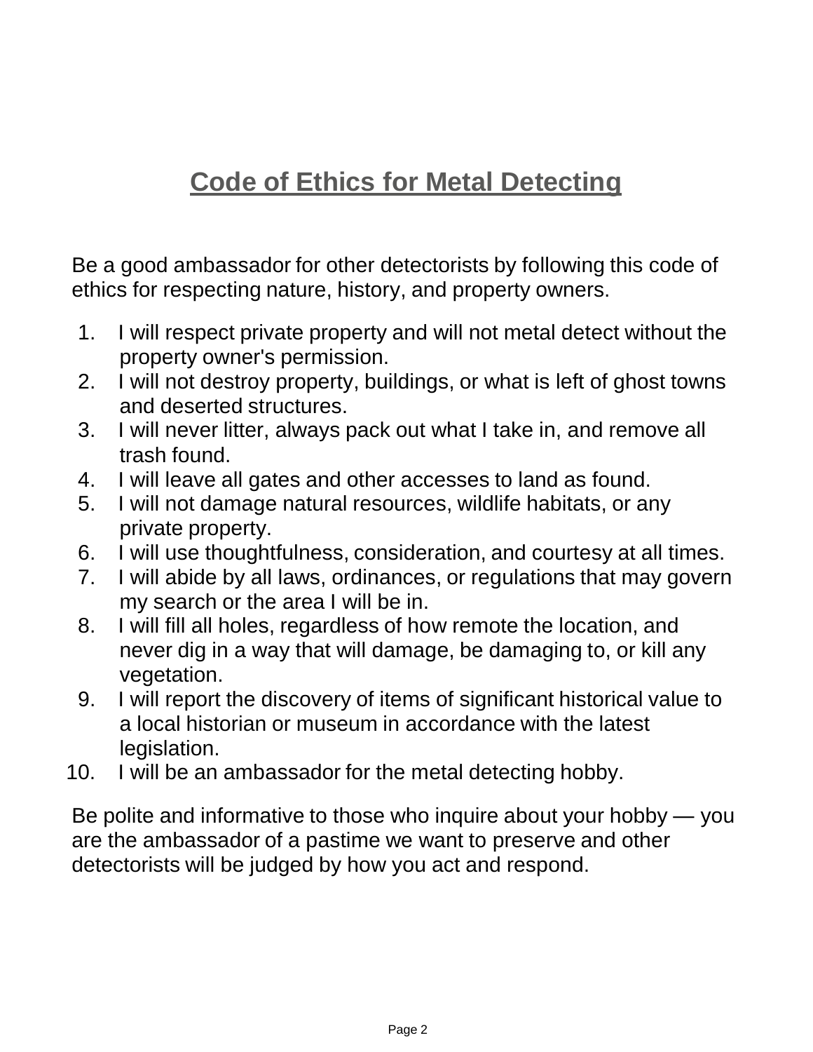# Code of Ethics for Metal Detecting

Be a good ambassador for other detectorists by following this code of ethics for respecting nature, history, and property owners.

1. I will respect private property and will not metal detect without the property owner's permission.
2. I will not destroy property, buildings, or what is left of ghost towns and deserted structures.
3. I will never litter, always pack out what I take in, and remove all trash found.
4. I will leave all gates and other accesses to land as found.
5. I will not damage natural resources, wildlife habitats, or any private property.
6. I will use thoughtfulness, consideration, and courtesy at all times.
7. I will abide by all laws, ordinances, or regulations that may govern my search or the area I will be in.
8. I will fill all holes, regardless of how remote the location, and never dig in a way that will damage, be damaging to, or kill any vegetation.
9. I will report the discovery of items of significant historical value to a local historian or museum in accordance with the latest legislation.
10. I will be an ambassador for the metal detecting hobby.

Be polite and informative to those who inquire about your hobby — you are the ambassador of a pastime we want to preserve and other detectorists will be judged by how you act and respond.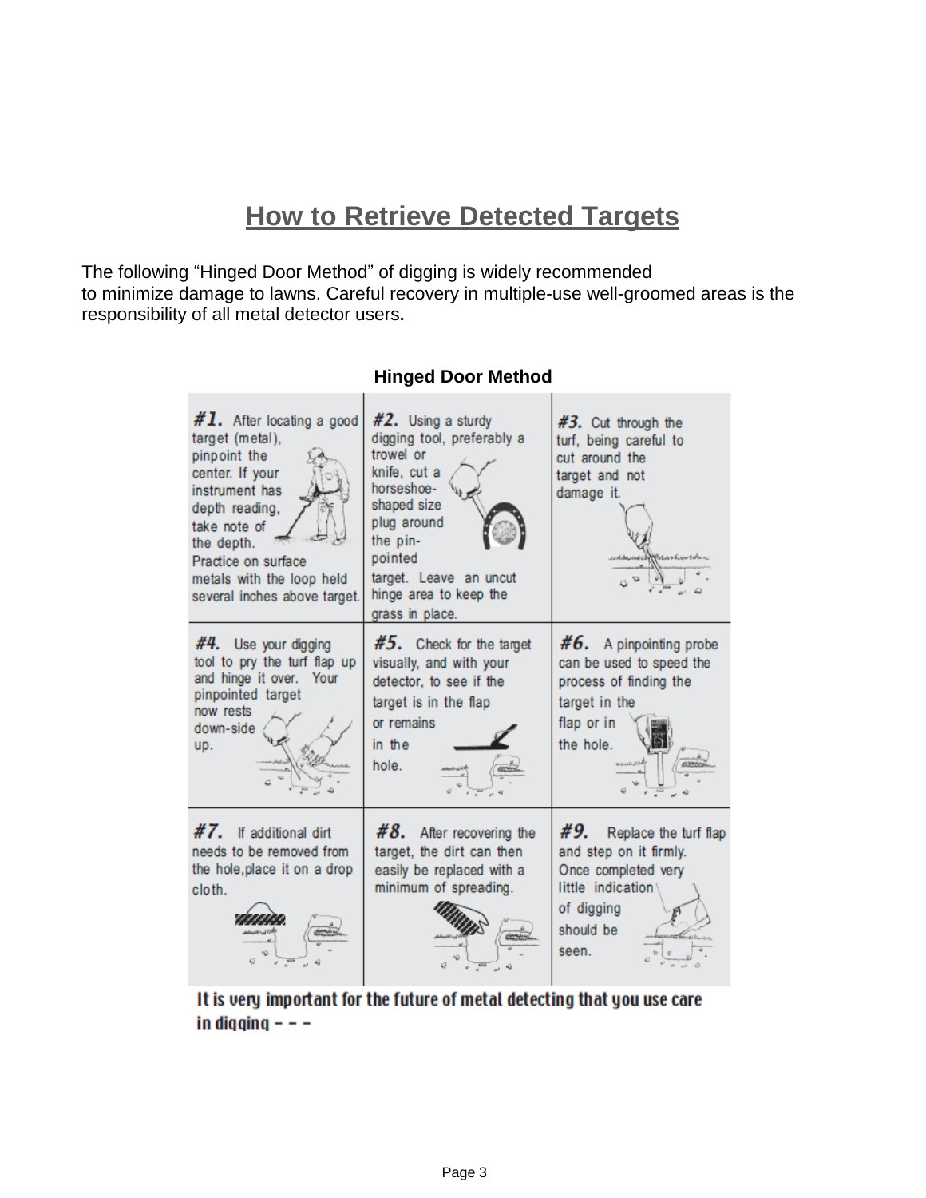# How to Retrieve Detected Targets

The following “Hinged Door Method” of digging is widely recommended to minimize damage to lawns. Careful recovery in multiple-use well-groomed areas is the responsibility of all metal detector users.

**Hinged Door Method**

| | | |
|---|---|---|
| **#1.** After locating a good target (metal), pinpoint the center. If your instrument has depth reading, take note of the depth. Practice on surface metals with the loop held several inches above target. | **#2.** Using a sturdy digging tool, preferably a trowel or knife, cut a horseshoe-shaped size plug around the pin-pointed target. Leave an uncut hinge area to keep the grass in place. | **#3.** Cut through the turf, being careful to cut around the target and not damage it. |
| **#4.** Use your digging tool to pry the turf flap up and hinge it over. Your pinpointed target now rests down-side up. | **#5.** Check for the target visually, and with your detector, to see if the target is in the flap or remains in the hole. | **#6.** A pinpointing probe can be used to speed the process of finding the target in the flap or in the hole. |
| **#7.** If additional dirt needs to be removed from the hole,place it on a drop cloth. | **#8.** After recovering the target, the dirt can then easily be replaced with a minimum of spreading. | **#9.** Replace the turf flap and step on it firmly. Once completed very little indication of digging should be seen. |

**It is very important for the future of metal detecting that you use care in digging – – –**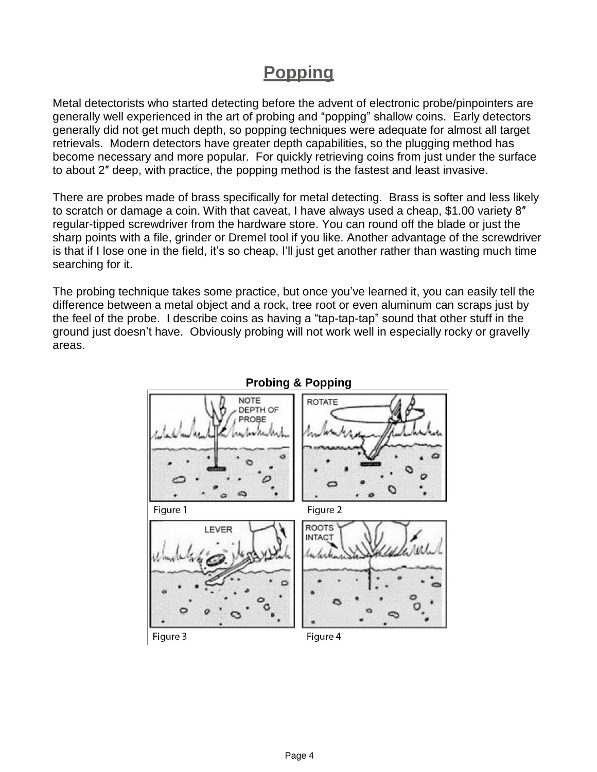# Popping

Metal detectorists who started detecting before the advent of electronic probe/pinpointers are generally well experienced in the art of probing and "popping" shallow coins. Early detectors generally did not get much depth, so popping techniques were adequate for almost all target retrievals. Modern detectors have greater depth capabilities, so the plugging method has become necessary and more popular. For quickly retrieving coins from just under the surface to about 2″ deep, with practice, the popping method is the fastest and least invasive.

There are probes made of brass specifically for metal detecting. Brass is softer and less likely to scratch or damage a coin. With that caveat, I have always used a cheap, $1.00 variety 8″ regular-tipped screwdriver from the hardware store. You can round off the blade or just the sharp points with a file, grinder or Dremel tool if you like. Another advantage of the screwdriver is that if I lose one in the field, it's so cheap, I'll just get another rather than wasting much time searching for it.

The probing technique takes some practice, but once you've learned it, you can easily tell the difference between a metal object and a rock, tree root or even aluminum can scraps just by the feel of the probe. I describe coins as having a "tap-tap-tap" sound that other stuff in the ground just doesn't have. Obviously probing will not work well in especially rocky or gravelly areas.

**Probing & Popping**

NOTE DEPTH OF PROBE

Figure 1

ROTATE

Figure 2

LEVER

Figure 3

ROOTS INTACT

Figure 4